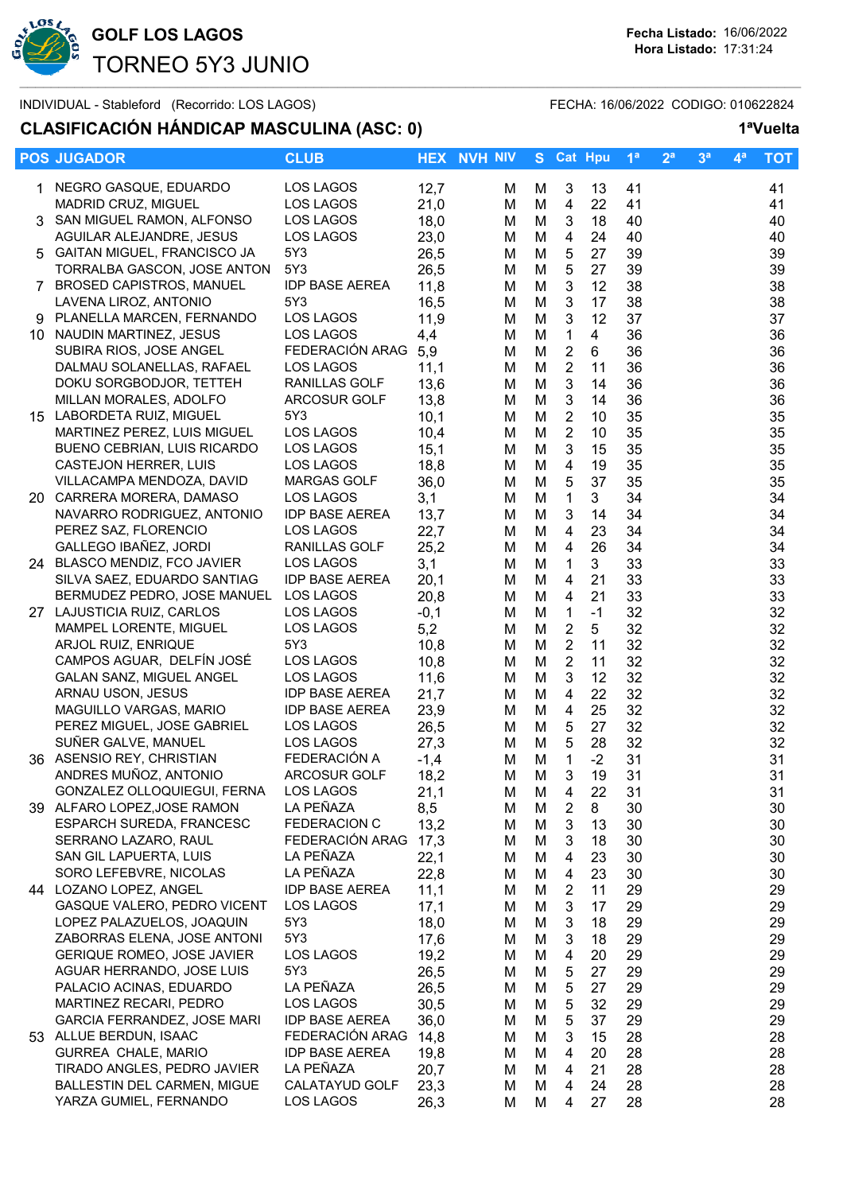# GOLF LOS LAGOS

## TORNEO 5Y3 JUNIO

**Fecha Listado:** 16/06/2022
**Hora Listado:** 17:31:24

INDIVIDUAL - Stableford (Recorrido: LOS LAGOS) FECHA: 16/06/2022 CODIGO: 010622824

### CLASIFICACIÓN HÁNDICAP MASCULINA (ASC: 0)

**1ªVuelta**

| POS | JUGADOR | CLUB | HEX | NVH | NIV | S | Cat | Hpu | 1ª | 2ª | 3ª | 4ª | TOT |
|---|---|---|---|---|---|---|---|---|---|---|---|---|---|
| 1 | NEGRO GASQUE, EDUARDO | LOS LAGOS | 12,7 | | M | M | 3 | 13 | 41 | | | | 41 |
| | MADRID CRUZ, MIGUEL | LOS LAGOS | 21,0 | | M | M | 4 | 22 | 41 | | | | 41 |
| 3 | SAN MIGUEL RAMON, ALFONSO | LOS LAGOS | 18,0 | | M | M | 3 | 18 | 40 | | | | 40 |
| | AGUILAR ALEJANDRE, JESUS | LOS LAGOS | 23,0 | | M | M | 4 | 24 | 40 | | | | 40 |
| 5 | GAITAN MIGUEL, FRANCISCO JA | 5Y3 | 26,5 | | M | M | 5 | 27 | 39 | | | | 39 |
| | TORRALBA GASCON, JOSE ANTON | 5Y3 | 26,5 | | M | M | 5 | 27 | 39 | | | | 39 |
| 7 | BROSED CAPISTROS, MANUEL | IDP BASE AEREA | 11,8 | | M | M | 3 | 12 | 38 | | | | 38 |
| | LAVENA LIROZ, ANTONIO | 5Y3 | 16,5 | | M | M | 3 | 17 | 38 | | | | 38 |
| 9 | PLANELLA MARCEN, FERNANDO | LOS LAGOS | 11,9 | | M | M | 3 | 12 | 37 | | | | 37 |
| 10 | NAUDIN MARTINEZ, JESUS | LOS LAGOS | 4,4 | | M | M | 1 | 4 | 36 | | | | 36 |
| | SUBIRA RIOS, JOSE ANGEL | FEDERACIÓN ARAG | 5,9 | | M | M | 2 | 6 | 36 | | | | 36 |
| | DALMAU SOLANELLAS, RAFAEL | LOS LAGOS | 11,1 | | M | M | 2 | 11 | 36 | | | | 36 |
| | DOKU SORGBODJOR, TETTEH | RANILLAS GOLF | 13,6 | | M | M | 3 | 14 | 36 | | | | 36 |
| | MILLAN MORALES, ADOLFO | ARCOSUR GOLF | 13,8 | | M | M | 3 | 14 | 36 | | | | 36 |
| 15 | LABORDETA RUIZ, MIGUEL | 5Y3 | 10,1 | | M | M | 2 | 10 | 35 | | | | 35 |
| | MARTINEZ PEREZ, LUIS MIGUEL | LOS LAGOS | 10,4 | | M | M | 2 | 10 | 35 | | | | 35 |
| | BUENO CEBRIAN, LUIS RICARDO | LOS LAGOS | 15,1 | | M | M | 3 | 15 | 35 | | | | 35 |
| | CASTEJON HERRER, LUIS | LOS LAGOS | 18,8 | | M | M | 4 | 19 | 35 | | | | 35 |
| | VILLACAMPA MENDOZA, DAVID | MARGAS GOLF | 36,0 | | M | M | 5 | 37 | 35 | | | | 35 |
| 20 | CARRERA MORERA, DAMASO | LOS LAGOS | 3,1 | | M | M | 1 | 3 | 34 | | | | 34 |
| | NAVARRO RODRIGUEZ, ANTONIO | IDP BASE AEREA | 13,7 | | M | M | 3 | 14 | 34 | | | | 34 |
| | PEREZ SAZ, FLORENCIO | LOS LAGOS | 22,7 | | M | M | 4 | 23 | 34 | | | | 34 |
| | GALLEGO IBAÑEZ, JORDI | RANILLAS GOLF | 25,2 | | M | M | 4 | 26 | 34 | | | | 34 |
| 24 | BLASCO MENDIZ, FCO JAVIER | LOS LAGOS | 3,1 | | M | M | 1 | 3 | 33 | | | | 33 |
| | SILVA SAEZ, EDUARDO SANTIAG | IDP BASE AEREA | 20,1 | | M | M | 4 | 21 | 33 | | | | 33 |
| | BERMUDEZ PEDRO, JOSE MANUEL | LOS LAGOS | 20,8 | | M | M | 4 | 21 | 33 | | | | 33 |
| 27 | LAJUSTICIA RUIZ, CARLOS | LOS LAGOS | -0,1 | | M | M | 1 | -1 | 32 | | | | 32 |
| | MAMPEL LORENTE, MIGUEL | LOS LAGOS | 5,2 | | M | M | 2 | 5 | 32 | | | | 32 |
| | ARJOL RUIZ, ENRIQUE | 5Y3 | 10,8 | | M | M | 2 | 11 | 32 | | | | 32 |
| | CAMPOS AGUAR, DELFÍN JOSÉ | LOS LAGOS | 10,8 | | M | M | 2 | 11 | 32 | | | | 32 |
| | GALAN SANZ, MIGUEL ANGEL | LOS LAGOS | 11,6 | | M | M | 3 | 12 | 32 | | | | 32 |
| | ARNAU USON, JESUS | IDP BASE AEREA | 21,7 | | M | M | 4 | 22 | 32 | | | | 32 |
| | MAGUILLO VARGAS, MARIO | IDP BASE AEREA | 23,9 | | M | M | 4 | 25 | 32 | | | | 32 |
| | PEREZ MIGUEL, JOSE GABRIEL | LOS LAGOS | 26,5 | | M | M | 5 | 27 | 32 | | | | 32 |
| | SUÑER GALVE, MANUEL | LOS LAGOS | 27,3 | | M | M | 5 | 28 | 32 | | | | 32 |
| 36 | ASENSIO REY, CHRISTIAN | FEDERACIÓN A | -1,4 | | M | M | 1 | -2 | 31 | | | | 31 |
| | ANDRES MUÑOZ, ANTONIO | ARCOSUR GOLF | 18,2 | | M | M | 3 | 19 | 31 | | | | 31 |
| | GONZALEZ OLLOQUIEGUI, FERNA | LOS LAGOS | 21,1 | | M | M | 4 | 22 | 31 | | | | 31 |
| 39 | ALFARO LOPEZ,JOSE RAMON | LA PEÑAZA | 8,5 | | M | M | 2 | 8 | 30 | | | | 30 |
| | ESPARCH SUREDA, FRANCESC | FEDERACION C | 13,2 | | M | M | 3 | 13 | 30 | | | | 30 |
| | SERRANO LAZARO, RAUL | FEDERACIÓN ARAG | 17,3 | | M | M | 3 | 18 | 30 | | | | 30 |
| | SAN GIL LAPUERTA, LUIS | LA PEÑAZA | 22,1 | | M | M | 4 | 23 | 30 | | | | 30 |
| | SORO LEFEBVRE, NICOLAS | LA PEÑAZA | 22,8 | | M | M | 4 | 23 | 30 | | | | 30 |
| 44 | LOZANO LOPEZ, ANGEL | IDP BASE AEREA | 11,1 | | M | M | 2 | 11 | 29 | | | | 29 |
| | GASQUE VALERO, PEDRO VICENT | LOS LAGOS | 17,1 | | M | M | 3 | 17 | 29 | | | | 29 |
| | LOPEZ PALAZUELOS, JOAQUIN | 5Y3 | 18,0 | | M | M | 3 | 18 | 29 | | | | 29 |
| | ZABORRAS ELENA, JOSE ANTONI | 5Y3 | 17,6 | | M | M | 3 | 18 | 29 | | | | 29 |
| | GERIQUE ROMEO, JOSE JAVIER | LOS LAGOS | 19,2 | | M | M | 4 | 20 | 29 | | | | 29 |
| | AGUAR HERRANDO, JOSE LUIS | 5Y3 | 26,5 | | M | M | 5 | 27 | 29 | | | | 29 |
| | PALACIO ACINAS, EDUARDO | LA PEÑAZA | 26,5 | | M | M | 5 | 27 | 29 | | | | 29 |
| | MARTINEZ RECARI, PEDRO | LOS LAGOS | 30,5 | | M | M | 5 | 32 | 29 | | | | 29 |
| | GARCIA FERRANDEZ, JOSE MARI | IDP BASE AEREA | 36,0 | | M | M | 5 | 37 | 29 | | | | 29 |
| 53 | ALLUE BERDUN, ISAAC | FEDERACIÓN ARAG | 14,8 | | M | M | 3 | 15 | 28 | | | | 28 |
| | GURREA CHALE, MARIO | IDP BASE AEREA | 19,8 | | M | M | 4 | 20 | 28 | | | | 28 |
| | TIRADO ANGLES, PEDRO JAVIER | LA PEÑAZA | 20,7 | | M | M | 4 | 21 | 28 | | | | 28 |
| | BALLESTIN DEL CARMEN, MIGUE | CALATAYUD GOLF | 23,3 | | M | M | 4 | 24 | 28 | | | | 28 |
| | YARZA GUMIEL, FERNANDO | LOS LAGOS | 26,3 | | M | M | 4 | 27 | 28 | | | | 28 |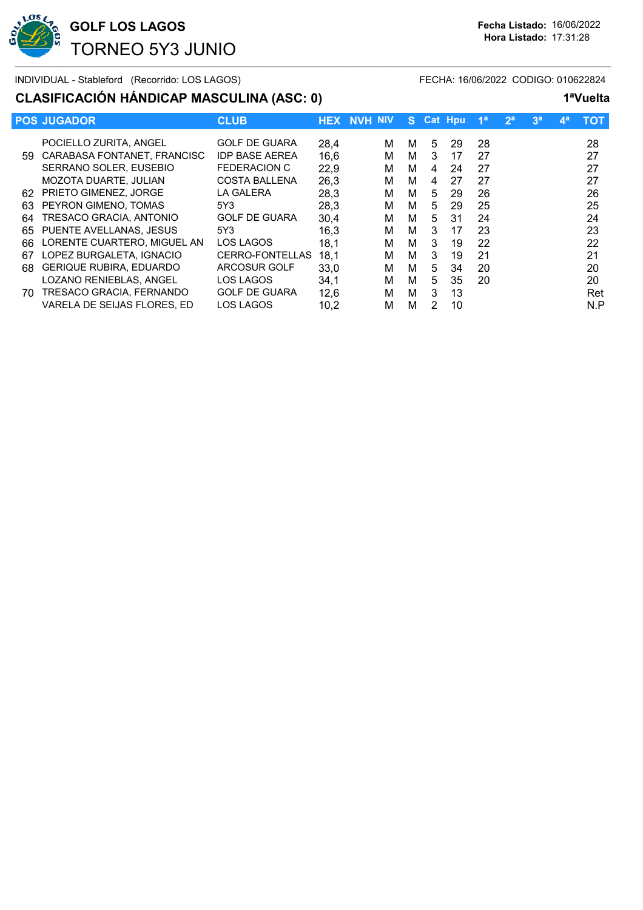# GOLF LOS LAGOS

## TORNEO 5Y3 JUNIO

**Fecha Listado:** 16/06/2022
**Hora Listado:** 17:31:28

INDIVIDUAL - Stableford (Recorrido: LOS LAGOS) FECHA: 16/06/2022 CODIGO: 010622824

### CLASIFICACIÓN HÁNDICAP MASCULINA (ASC: 0) — 1ªVuelta

| POS | JUGADOR | CLUB | HEX | NVH | NIV | S | Cat | Hpu | 1ª | 2ª | 3ª | 4ª | TOT |
|---|---|---|---|---|---|---|---|---|---|---|---|---|---|
| | POCIELLO ZURITA, ANGEL | GOLF DE GUARA | 28,4 | | M | M | 5 | 29 | 28 | | | | 28 |
| 59 | CARABASA FONTANET, FRANCISC | IDP BASE AEREA | 16,6 | | M | M | 3 | 17 | 27 | | | | 27 |
| | SERRANO SOLER, EUSEBIO | FEDERACION C | 22,9 | | M | M | 4 | 24 | 27 | | | | 27 |
| | MOZOTA DUARTE, JULIAN | COSTA BALLENA | 26,3 | | M | M | 4 | 27 | 27 | | | | 27 |
| 62 | PRIETO GIMENEZ, JORGE | LA GALERA | 28,3 | | M | M | 5 | 29 | 26 | | | | 26 |
| 63 | PEYRON GIMENO, TOMAS | 5Y3 | 28,3 | | M | M | 5 | 29 | 25 | | | | 25 |
| 64 | TRESACO GRACIA, ANTONIO | GOLF DE GUARA | 30,4 | | M | M | 5 | 31 | 24 | | | | 24 |
| 65 | PUENTE AVELLANAS, JESUS | 5Y3 | 16,3 | | M | M | 3 | 17 | 23 | | | | 23 |
| 66 | LORENTE CUARTERO, MIGUEL AN | LOS LAGOS | 18,1 | | M | M | 3 | 19 | 22 | | | | 22 |
| 67 | LOPEZ BURGALETA, IGNACIO | CERRO-FONTELLAS | 18,1 | | M | M | 3 | 19 | 21 | | | | 21 |
| 68 | GERIQUE RUBIRA, EDUARDO | ARCOSUR GOLF | 33,0 | | M | M | 5 | 34 | 20 | | | | 20 |
| | LOZANO RENIEBLAS, ANGEL | LOS LAGOS | 34,1 | | M | M | 5 | 35 | 20 | | | | 20 |
| 70 | TRESACO GRACIA, FERNANDO | GOLF DE GUARA | 12,6 | | M | M | 3 | 13 | | | | | Ret |
| | VARELA DE SEIJAS FLORES, ED | LOS LAGOS | 10,2 | | M | M | 2 | 10 | | | | | N.P |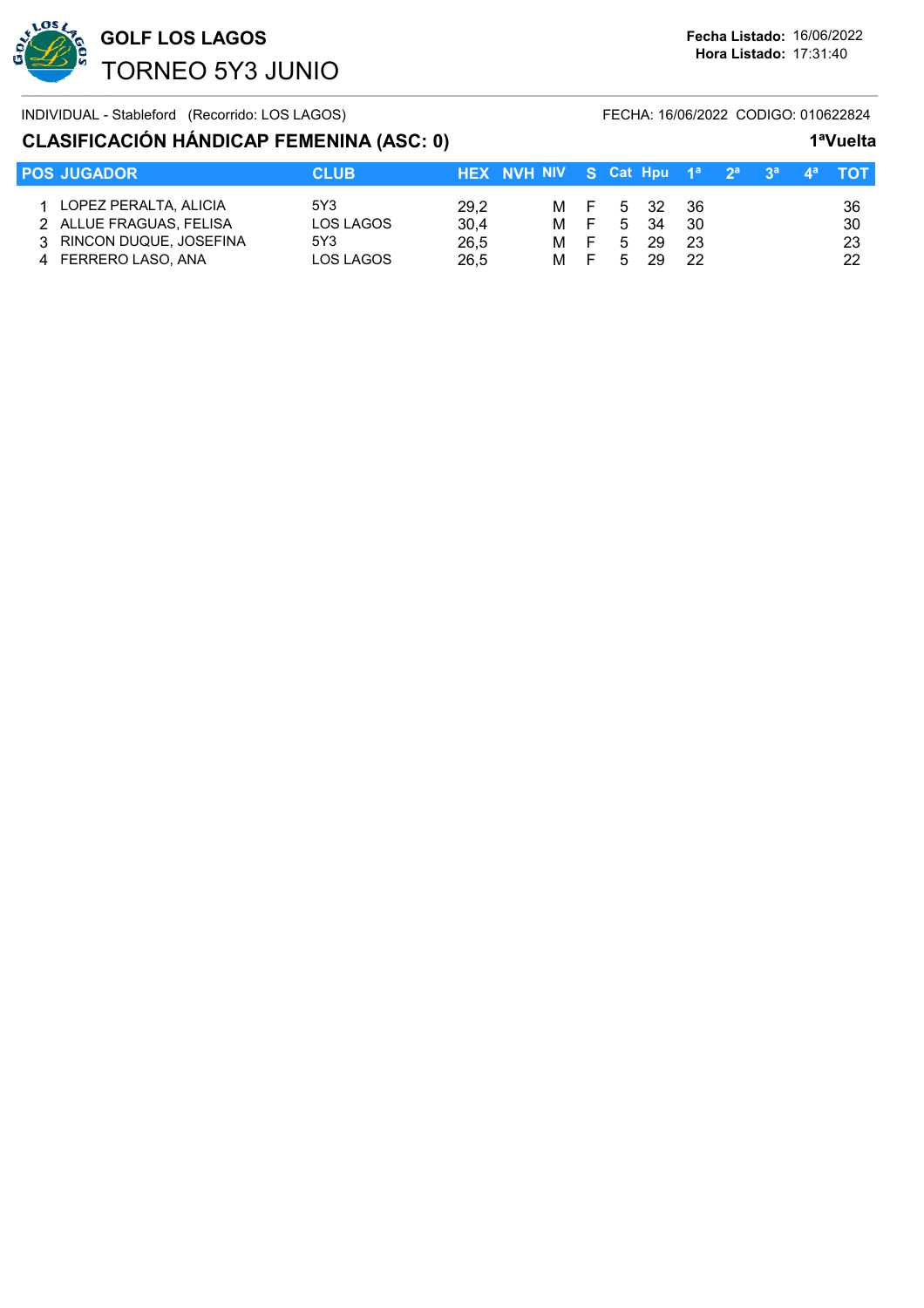# GOLF LOS LAGOS

## TORNEO 5Y3 JUNIO

**Fecha Listado:** 16/06/2022
**Hora Listado:** 17:31:40

INDIVIDUAL - Stableford (Recorrido: LOS LAGOS) FECHA: 16/06/2022 CODIGO: 010622824

### CLASIFICACIÓN HÁNDICAP FEMENINA (ASC: 0)

**1ªVuelta**

| POS | JUGADOR | CLUB | HEX | NVH | NIV | S | Cat | Hpu | 1ª | 2ª | 3ª | 4ª | TOT |
|---|---|---|---|---|---|---|---|---|---|---|---|---|---|
| 1 | LOPEZ PERALTA, ALICIA | 5Y3 | 29,2 | | M | F | 5 | 32 | 36 | | | | 36 |
| 2 | ALLUE FRAGUAS, FELISA | LOS LAGOS | 30,4 | | M | F | 5 | 34 | 30 | | | | 30 |
| 3 | RINCON DUQUE, JOSEFINA | 5Y3 | 26,5 | | M | F | 5 | 29 | 23 | | | | 23 |
| 4 | FERRERO LASO, ANA | LOS LAGOS | 26,5 | | M | F | 5 | 29 | 22 | | | | 22 |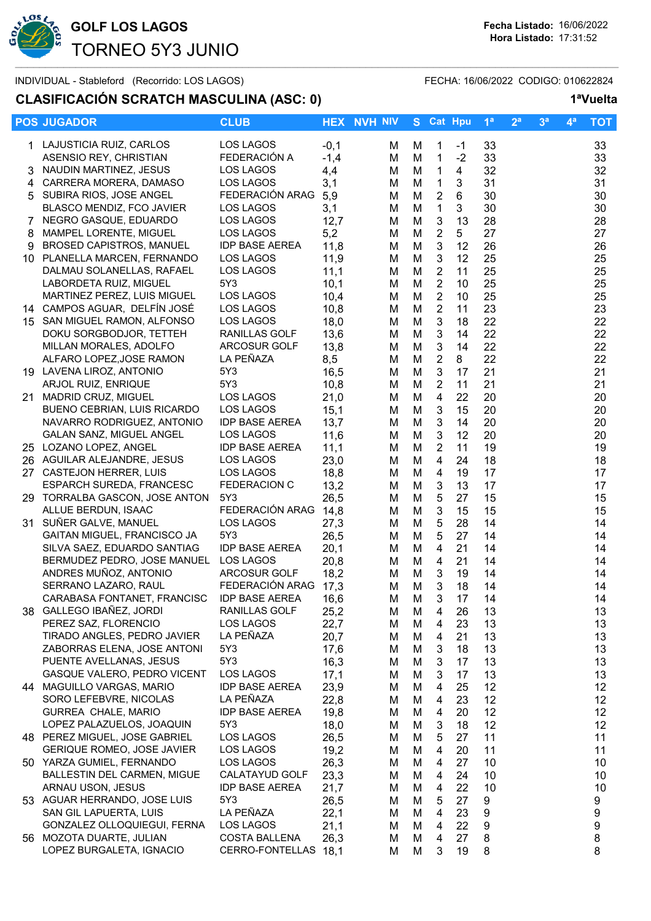# GOLF LOS LAGOS

## TORNEO 5Y3 JUNIO

Fecha Listado: 16/06/2022
Hora Listado: 17:31:52

INDIVIDUAL - Stableford (Recorrido: LOS LAGOS) FECHA: 16/06/2022 CODIGO: 010622824

### CLASIFICACIÓN SCRATCH MASCULINA (ASC: 0)

1ªVuelta

| POS | JUGADOR | CLUB | HEX | NVH | NIV | S | Cat | Hpu | 1ª | 2ª | 3ª | 4ª | TOT |
|---|---|---|---|---|---|---|---|---|---|---|---|---|---|
| 1 | LAJUSTICIA RUIZ, CARLOS | LOS LAGOS | -0,1 | | M | M | 1 | -1 | 33 | | | | 33 |
| | ASENSIO REY, CHRISTIAN | FEDERACIÓN A | -1,4 | | M | M | 1 | -2 | 33 | | | | 33 |
| 3 | NAUDIN MARTINEZ, JESUS | LOS LAGOS | 4,4 | | M | M | 1 | 4 | 32 | | | | 32 |
| 4 | CARRERA MORERA, DAMASO | LOS LAGOS | 3,1 | | M | M | 1 | 3 | 31 | | | | 31 |
| 5 | SUBIRA RIOS, JOSE ANGEL | FEDERACIÓN ARAG | 5,9 | | M | M | 2 | 6 | 30 | | | | 30 |
| | BLASCO MENDIZ, FCO JAVIER | LOS LAGOS | 3,1 | | M | M | 1 | 3 | 30 | | | | 30 |
| 7 | NEGRO GASQUE, EDUARDO | LOS LAGOS | 12,7 | | M | M | 3 | 13 | 28 | | | | 28 |
| 8 | MAMPEL LORENTE, MIGUEL | LOS LAGOS | 5,2 | | M | M | 2 | 5 | 27 | | | | 27 |
| 9 | BROSED CAPISTROS, MANUEL | IDP BASE AEREA | 11,8 | | M | M | 3 | 12 | 26 | | | | 26 |
| 10 | PLANELLA MARCEN, FERNANDO | LOS LAGOS | 11,9 | | M | M | 3 | 12 | 25 | | | | 25 |
| | DALMAU SOLANELLAS, RAFAEL | LOS LAGOS | 11,1 | | M | M | 2 | 11 | 25 | | | | 25 |
| | LABORDETA RUIZ, MIGUEL | 5Y3 | 10,1 | | M | M | 2 | 10 | 25 | | | | 25 |
| | MARTINEZ PEREZ, LUIS MIGUEL | LOS LAGOS | 10,4 | | M | M | 2 | 10 | 25 | | | | 25 |
| 14 | CAMPOS AGUAR, DELFÍN JOSÉ | LOS LAGOS | 10,8 | | M | M | 2 | 11 | 23 | | | | 23 |
| 15 | SAN MIGUEL RAMON, ALFONSO | LOS LAGOS | 18,0 | | M | M | 3 | 18 | 22 | | | | 22 |
| | DOKU SORGBODJOR, TETTEH | RANILLAS GOLF | 13,6 | | M | M | 3 | 14 | 22 | | | | 22 |
| | MILLAN MORALES, ADOLFO | ARCOSUR GOLF | 13,8 | | M | M | 3 | 14 | 22 | | | | 22 |
| | ALFARO LOPEZ,JOSE RAMON | LA PEÑAZA | 8,5 | | M | M | 2 | 8 | 22 | | | | 22 |
| 19 | LAVENA LIROZ, ANTONIO | 5Y3 | 16,5 | | M | M | 3 | 17 | 21 | | | | 21 |
| | ARJOL RUIZ, ENRIQUE | 5Y3 | 10,8 | | M | M | 2 | 11 | 21 | | | | 21 |
| 21 | MADRID CRUZ, MIGUEL | LOS LAGOS | 21,0 | | M | M | 4 | 22 | 20 | | | | 20 |
| | BUENO CEBRIAN, LUIS RICARDO | LOS LAGOS | 15,1 | | M | M | 3 | 15 | 20 | | | | 20 |
| | NAVARRO RODRIGUEZ, ANTONIO | IDP BASE AEREA | 13,7 | | M | M | 3 | 14 | 20 | | | | 20 |
| | GALAN SANZ, MIGUEL ANGEL | LOS LAGOS | 11,6 | | M | M | 3 | 12 | 20 | | | | 20 |
| 25 | LOZANO LOPEZ, ANGEL | IDP BASE AEREA | 11,1 | | M | M | 2 | 11 | 19 | | | | 19 |
| 26 | AGUILAR ALEJANDRE, JESUS | LOS LAGOS | 23,0 | | M | M | 4 | 24 | 18 | | | | 18 |
| 27 | CASTEJON HERRER, LUIS | LOS LAGOS | 18,8 | | M | M | 4 | 19 | 17 | | | | 17 |
| | ESPARCH SUREDA, FRANCESC | FEDERACION C | 13,2 | | M | M | 3 | 13 | 17 | | | | 17 |
| 29 | TORRALBA GASCON, JOSE ANTON | 5Y3 | 26,5 | | M | M | 5 | 27 | 15 | | | | 15 |
| | ALLUE BERDUN, ISAAC | FEDERACIÓN ARAG | 14,8 | | M | M | 3 | 15 | 15 | | | | 15 |
| 31 | SUÑER GALVE, MANUEL | LOS LAGOS | 27,3 | | M | M | 5 | 28 | 14 | | | | 14 |
| | GAITAN MIGUEL, FRANCISCO JA | 5Y3 | 26,5 | | M | M | 5 | 27 | 14 | | | | 14 |
| | SILVA SAEZ, EDUARDO SANTIAG | IDP BASE AEREA | 20,1 | | M | M | 4 | 21 | 14 | | | | 14 |
| | BERMUDEZ PEDRO, JOSE MANUEL | LOS LAGOS | 20,8 | | M | M | 4 | 21 | 14 | | | | 14 |
| | ANDRES MUÑOZ, ANTONIO | ARCOSUR GOLF | 18,2 | | M | M | 3 | 19 | 14 | | | | 14 |
| | SERRANO LAZARO, RAUL | FEDERACIÓN ARAG | 17,3 | | M | M | 3 | 18 | 14 | | | | 14 |
| | CARABASA FONTANET, FRANCISC | IDP BASE AEREA | 16,6 | | M | M | 3 | 17 | 14 | | | | 14 |
| 38 | GALLEGO IBAÑEZ, JORDI | RANILLAS GOLF | 25,2 | | M | M | 4 | 26 | 13 | | | | 13 |
| | PEREZ SAZ, FLORENCIO | LOS LAGOS | 22,7 | | M | M | 4 | 23 | 13 | | | | 13 |
| | TIRADO ANGLES, PEDRO JAVIER | LA PEÑAZA | 20,7 | | M | M | 4 | 21 | 13 | | | | 13 |
| | ZABORRAS ELENA, JOSE ANTONI | 5Y3 | 17,6 | | M | M | 3 | 18 | 13 | | | | 13 |
| | PUENTE AVELLANAS, JESUS | 5Y3 | 16,3 | | M | M | 3 | 17 | 13 | | | | 13 |
| | GASQUE VALERO, PEDRO VICENT | LOS LAGOS | 17,1 | | M | M | 3 | 17 | 13 | | | | 13 |
| 44 | MAGUILLO VARGAS, MARIO | IDP BASE AEREA | 23,9 | | M | M | 4 | 25 | 12 | | | | 12 |
| | SORO LEFEBVRE, NICOLAS | LA PEÑAZA | 22,8 | | M | M | 4 | 23 | 12 | | | | 12 |
| | GURREA CHALE, MARIO | IDP BASE AEREA | 19,8 | | M | M | 4 | 20 | 12 | | | | 12 |
| | LOPEZ PALAZUELOS, JOAQUIN | 5Y3 | 18,0 | | M | M | 3 | 18 | 12 | | | | 12 |
| 48 | PEREZ MIGUEL, JOSE GABRIEL | LOS LAGOS | 26,5 | | M | M | 5 | 27 | 11 | | | | 11 |
| | GERIQUE ROMEO, JOSE JAVIER | LOS LAGOS | 19,2 | | M | M | 4 | 20 | 11 | | | | 11 |
| 50 | YARZA GUMIEL, FERNANDO | LOS LAGOS | 26,3 | | M | M | 4 | 27 | 10 | | | | 10 |
| | BALLESTIN DEL CARMEN, MIGUE | CALATAYUD GOLF | 23,3 | | M | M | 4 | 24 | 10 | | | | 10 |
| | ARNAU USON, JESUS | IDP BASE AEREA | 21,7 | | M | M | 4 | 22 | 10 | | | | 10 |
| 53 | AGUAR HERRANDO, JOSE LUIS | 5Y3 | 26,5 | | M | M | 5 | 27 | 9 | | | | 9 |
| | SAN GIL LAPUERTA, LUIS | LA PEÑAZA | 22,1 | | M | M | 4 | 23 | 9 | | | | 9 |
| | GONZALEZ OLLOQUIEGUI, FERNA | LOS LAGOS | 21,1 | | M | M | 4 | 22 | 9 | | | | 9 |
| 56 | MOZOTA DUARTE, JULIAN | COSTA BALLENA | 26,3 | | M | M | 4 | 27 | 8 | | | | 8 |
| | LOPEZ BURGALETA, IGNACIO | CERRO-FONTELLAS | 18,1 | | M | M | 3 | 19 | 8 | | | | 8 |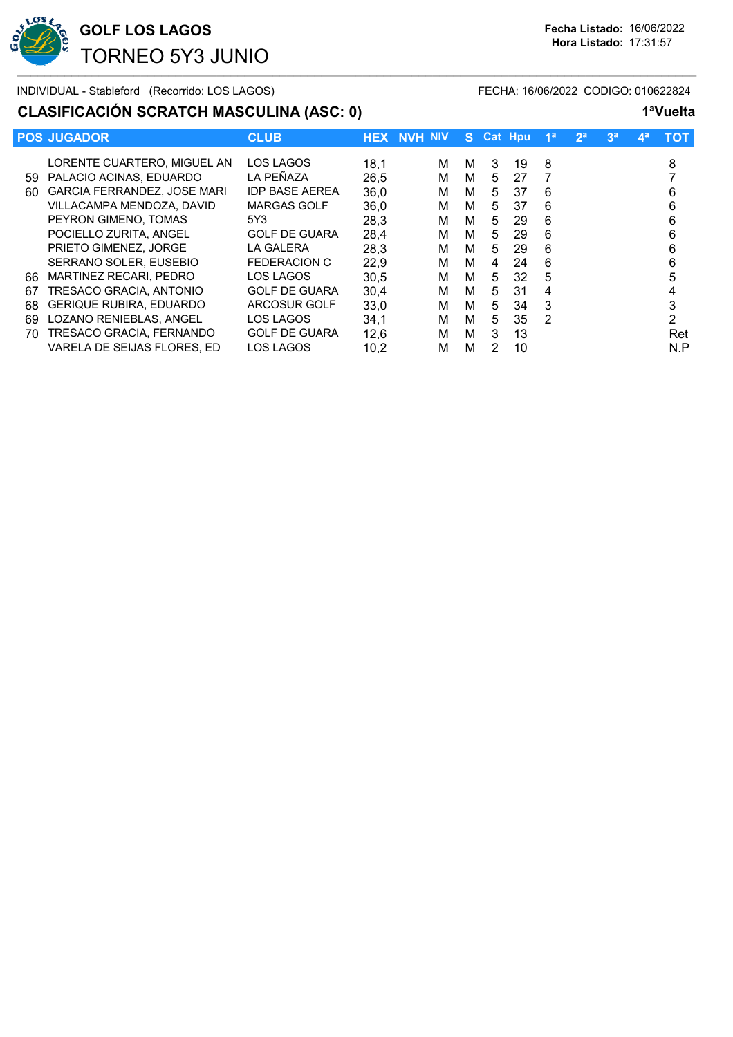# GOLF LOS LAGOS

## TORNEO 5Y3 JUNIO

**Fecha Listado:** 16/06/2022
**Hora Listado:** 17:31:57

INDIVIDUAL - Stableford (Recorrido: LOS LAGOS) FECHA: 16/06/2022 CODIGO: 010622824

### CLASIFICACIÓN SCRATCH MASCULINA (ASC: 0)

**1ªVuelta**

| POS | JUGADOR | CLUB | HEX | NVH | NIV | S | Cat | Hpu | 1ª | 2ª | 3ª | 4ª | TOT |
|---|---|---|---|---|---|---|---|---|---|---|---|---|---|
| | LORENTE CUARTERO, MIGUEL AN | LOS LAGOS | 18,1 | | M | M | 3 | 19 | 8 | | | | 8 |
| 59 | PALACIO ACINAS, EDUARDO | LA PEÑAZA | 26,5 | | M | M | 5 | 27 | 7 | | | | 7 |
| 60 | GARCIA FERRANDEZ, JOSE MARI | IDP BASE AEREA | 36,0 | | M | M | 5 | 37 | 6 | | | | 6 |
| | VILLACAMPA MENDOZA, DAVID | MARGAS GOLF | 36,0 | | M | M | 5 | 37 | 6 | | | | 6 |
| | PEYRON GIMENO, TOMAS | 5Y3 | 28,3 | | M | M | 5 | 29 | 6 | | | | 6 |
| | POCIELLO ZURITA, ANGEL | GOLF DE GUARA | 28,4 | | M | M | 5 | 29 | 6 | | | | 6 |
| | PRIETO GIMENEZ, JORGE | LA GALERA | 28,3 | | M | M | 5 | 29 | 6 | | | | 6 |
| | SERRANO SOLER, EUSEBIO | FEDERACION C | 22,9 | | M | M | 4 | 24 | 6 | | | | 6 |
| 66 | MARTINEZ RECARI, PEDRO | LOS LAGOS | 30,5 | | M | M | 5 | 32 | 5 | | | | 5 |
| 67 | TRESACO GRACIA, ANTONIO | GOLF DE GUARA | 30,4 | | M | M | 5 | 31 | 4 | | | | 4 |
| 68 | GERIQUE RUBIRA, EDUARDO | ARCOSUR GOLF | 33,0 | | M | M | 5 | 34 | 3 | | | | 3 |
| 69 | LOZANO RENIEBLAS, ANGEL | LOS LAGOS | 34,1 | | M | M | 5 | 35 | 2 | | | | 2 |
| 70 | TRESACO GRACIA, FERNANDO | GOLF DE GUARA | 12,6 | | M | M | 3 | 13 | | | | | Ret |
| | VARELA DE SEIJAS FLORES, ED | LOS LAGOS | 10,2 | | M | M | 2 | 10 | | | | | N.P |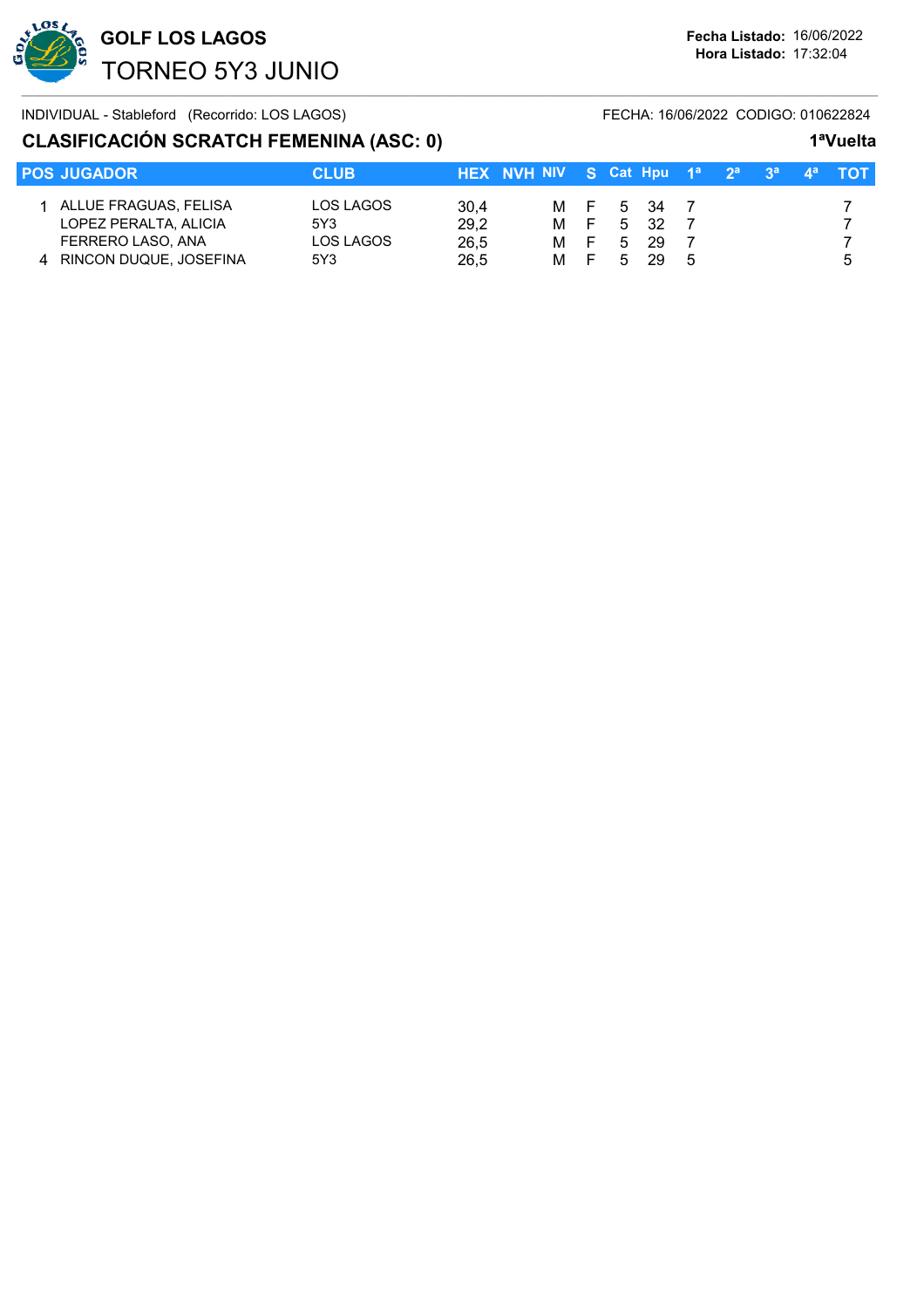**GOLF LOS LAGOS**

TORNEO 5Y3 JUNIO

**Fecha Listado:** 16/06/2022
**Hora Listado:** 17:32:04

INDIVIDUAL - Stableford (Recorrido: LOS LAGOS) FECHA: 16/06/2022 CODIGO: 010622824

## CLASIFICACIÓN SCRATCH FEMENINA (ASC: 0)

**1ªVuelta**

| POS | JUGADOR | CLUB | HEX | NVH | NIV | S | Cat | Hpu | 1ª | 2ª | 3ª | 4ª | TOT |
|---|---|---|---|---|---|---|---|---|---|---|---|---|---|
| 1 | ALLUE FRAGUAS, FELISA | LOS LAGOS | 30,4 | | M | F | 5 | 34 | 7 | | | | 7 |
| | LOPEZ PERALTA, ALICIA | 5Y3 | 29,2 | | M | F | 5 | 32 | 7 | | | | 7 |
| | FERRERO LASO, ANA | LOS LAGOS | 26,5 | | M | F | 5 | 29 | 7 | | | | 7 |
| 4 | RINCON DUQUE, JOSEFINA | 5Y3 | 26,5 | | M | F | 5 | 29 | 5 | | | | 5 |